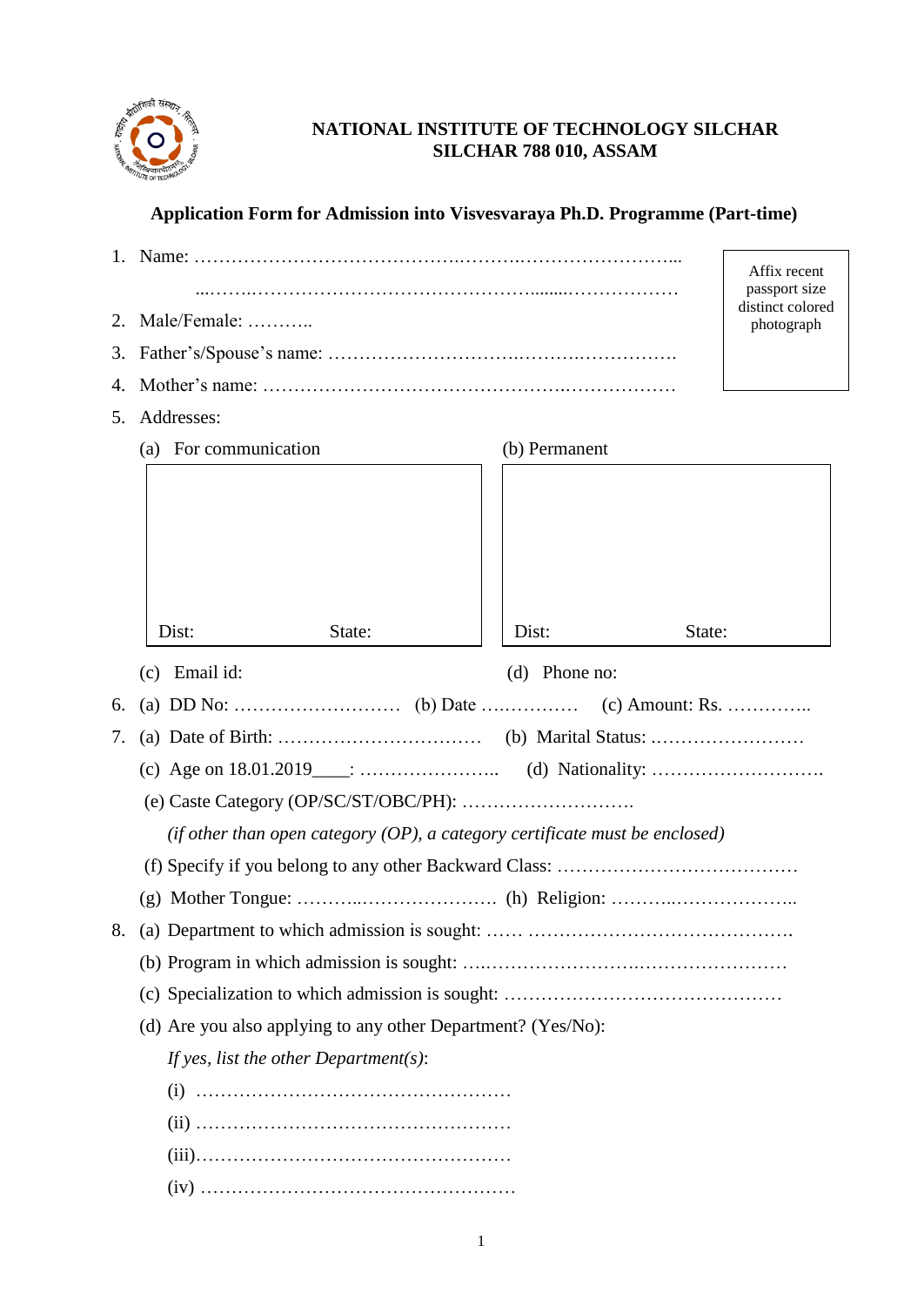**NATIONAL INSTITUTE OF TECHNOLOGY SILCHAR**
**SILCHAR 788 010, ASSAM**

**Application Form for Admission into Visvesvaraya Ph.D. Programme (Part-time)**

Affix recent passport size distinct colored photograph

1. Name: ……………………………………….……….……………………...
   ...…….……………………………………………........………………
2. Male/Female: ………..
3. Father's/Spouse's name: ……………………….……….…………….
4. Mother's name: …………………………………………..………………
5. Addresses:

   (a) For communication

   Dist: State:

   (b) Permanent

   Dist: State:

   (c) Email id:

   (d) Phone no:

6. (a) DD No: ……………………… (b) Date …..………… (c) Amount: Rs. …………..
7. (a) Date of Birth: …………………………… (b) Marital Status: ……………………
   (c) Age on 18.01.2019____: ………………….. (d) Nationality: ……………………….
   (e) Caste Category (OP/SC/ST/OBC/PH): ……………………….

   *(if other than open category (OP), a category certificate must be enclosed)*

   (f) Specify if you belong to any other Backward Class: …………………………………
   (g) Mother Tongue: ………..………………….. (h) Religion: ………..………………..
8. (a) Department to which admission is sought: …… …………………………………….
   (b) Program in which admission is sought: ….…………………….…………………
   (c) Specialization to which admission is sought: ………………………………………
   (d) Are you also applying to any other Department? (Yes/No):

   *If yes, list the other Department(s)*:

   (i) ……………………………………………
   (ii) ……………………………………………
   (iii)……………………………………………
   (iv) ……………………………………………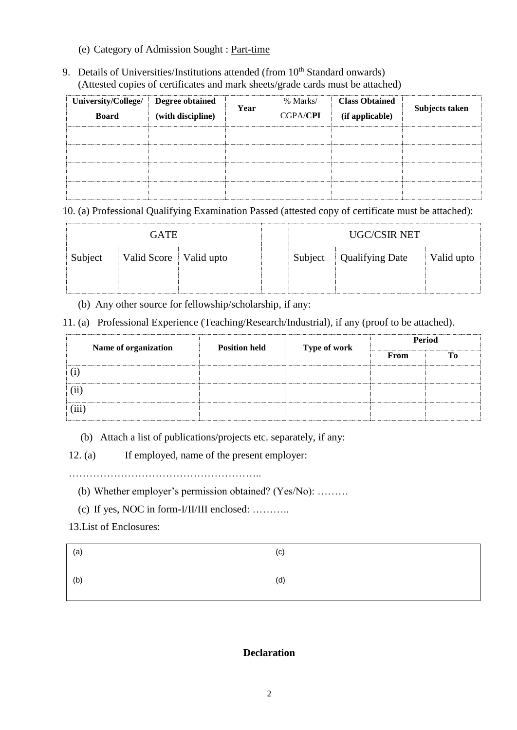(e) Category of Admission Sought : Part-time

9. Details of Universities/Institutions attended (from 10th Standard onwards)
(Attested copies of certificates and mark sheets/grade cards must be attached)

| University/College/ Board | Degree obtained (with discipline) | Year | % Marks/ CGPA/**CPI** | Class Obtained (if applicable) | Subjects taken |
|---|---|---|---|---|---|
| | | | | | |
| | | | | | |
| | | | | | |
| | | | | | |

10. (a) Professional Qualifying Examination Passed (attested copy of certificate must be attached):

| GATE | | | | UGC/CSIR NET | | |
|---|---|---|---|---|---|---|
| Subject | Valid Score | Valid upto | | Subject | Qualifying Date | Valid upto |
| | | | | | | |

(b) Any other source for fellowship/scholarship, if any:

11. (a) Professional Experience (Teaching/Research/Industrial), if any (proof to be attached).

| Name of organization | Position held | Type of work | Period | |
|---|---|---|---|---|
| | | | **From** | **To** |
| (i) | | | | |
| (ii) | | | | |
| (iii) | | | | |

(b) Attach a list of publications/projects etc. separately, if any:

12. (a) If employed, name of the present employer:

………………………………………………..

(b) Whether employer's permission obtained? (Yes/No): ………

(c) If yes, NOC in form-I/II/III enclosed: ………..

13. List of Enclosures:

| | |
|---|---|
| (a) | (c) |
| (b) | (d) |

**Declaration**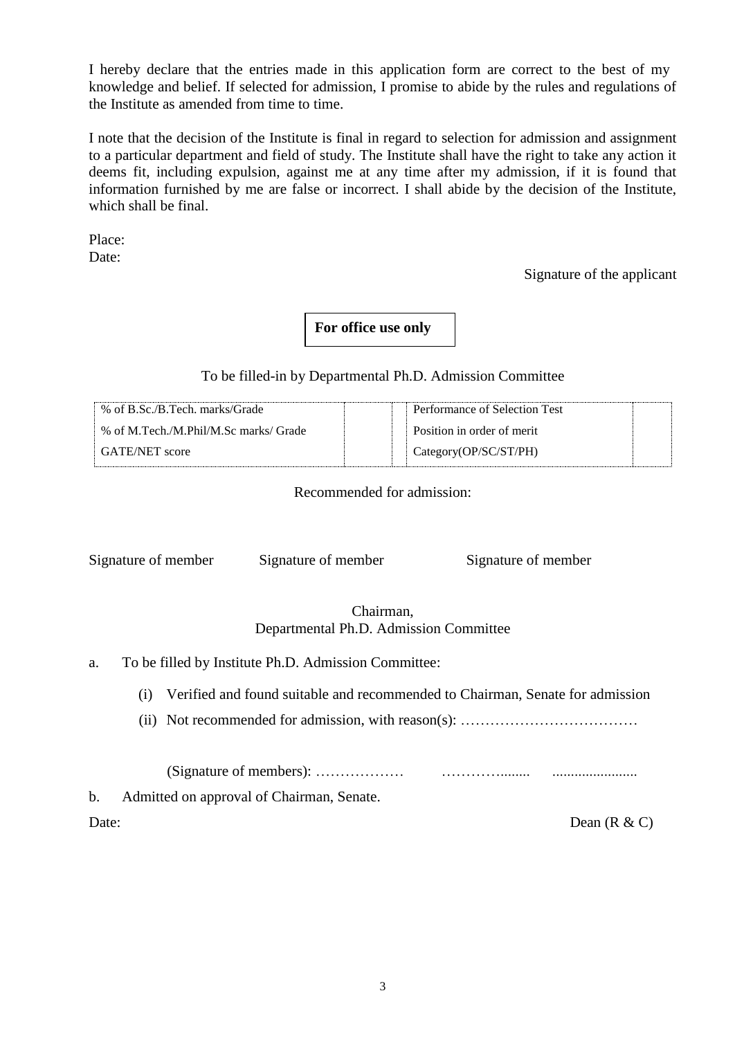I hereby declare that the entries made in this application form are correct to the best of my knowledge and belief. If selected for admission, I promise to abide by the rules and regulations of the Institute as amended from time to time.

I note that the decision of the Institute is final in regard to selection for admission and assignment to a particular department and field of study. The Institute shall have the right to take any action it deems fit, including expulsion, against me at any time after my admission, if it is found that information furnished by me are false or incorrect. I shall abide by the decision of the Institute, which shall be final.

Place:
Date:

Signature of the applicant

**For office use only**

To be filled-in by Departmental Ph.D. Admission Committee

| | | | |
|---|---|---|---|
| % of B.Sc./B.Tech. marks/Grade | | Performance of Selection Test | |
| % of M.Tech./M.Phil/M.Sc marks/ Grade | | Position in order of merit | |
| GATE/NET score | | Category(OP/SC/ST/PH) | |

Recommended for admission:

Signature of member     Signature of member     Signature of member

Chairman,
Departmental Ph.D. Admission Committee

a. To be filled by Institute Ph.D. Admission Committee:

   (i) Verified and found suitable and recommended to Chairman, Senate for admission

   (ii) Not recommended for admission, with reason(s): ………………………………

   (Signature of members): ………………     ………….......     .......................

b. Admitted on approval of Chairman, Senate.

Date:     Dean (R & C)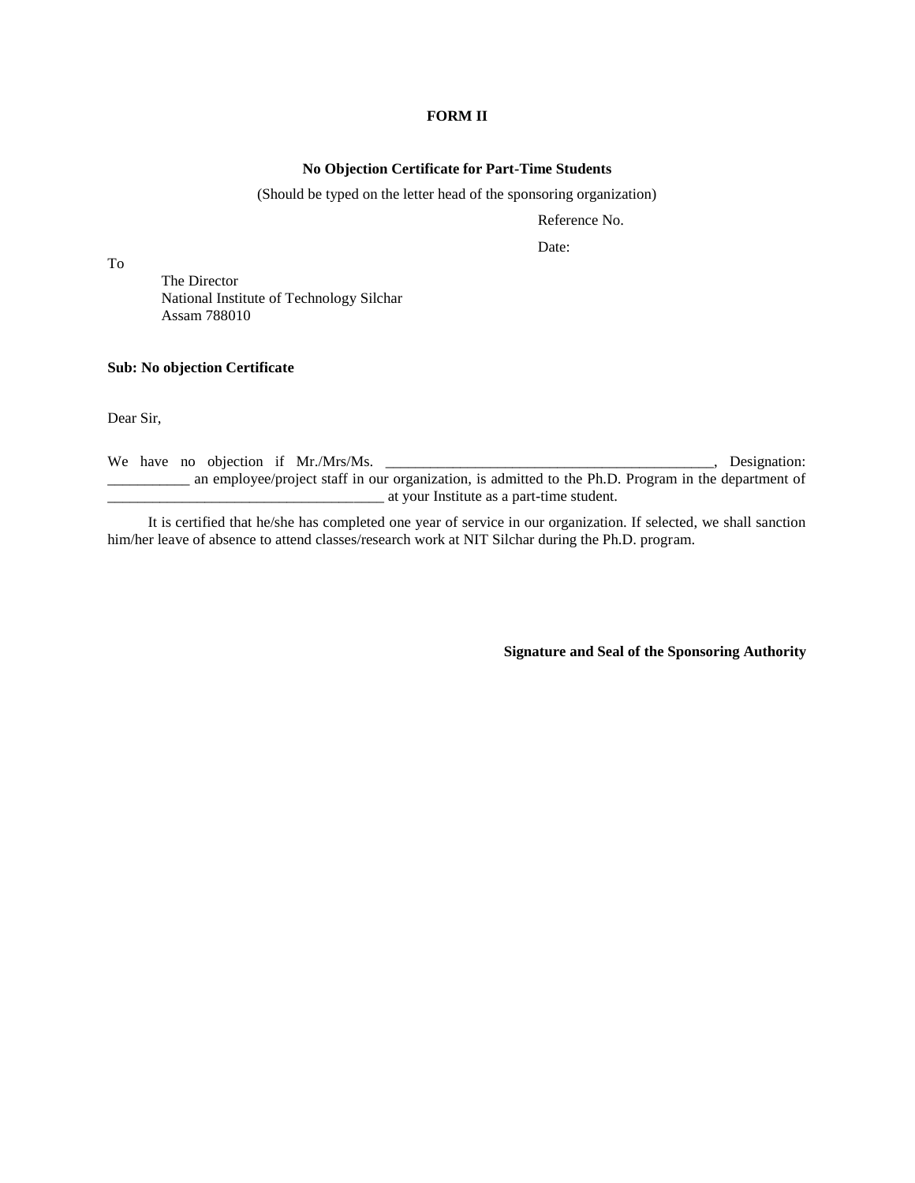**FORM II**

**No Objection Certificate for Part-Time Students**

(Should be typed on the letter head of the sponsoring organization)

Reference No.

Date:

To

The Director
National Institute of Technology Silchar
Assam 788010

**Sub: No objection Certificate**

Dear Sir,

We have no objection if Mr./Mrs/Ms. ___________________________________________, Designation: ___________ an employee/project staff in our organization, is admitted to the Ph.D. Program in the department of _____________________________________ at your Institute as a part-time student.

It is certified that he/she has completed one year of service in our organization. If selected, we shall sanction him/her leave of absence to attend classes/research work at NIT Silchar during the Ph.D. program.

**Signature and Seal of the Sponsoring Authority**